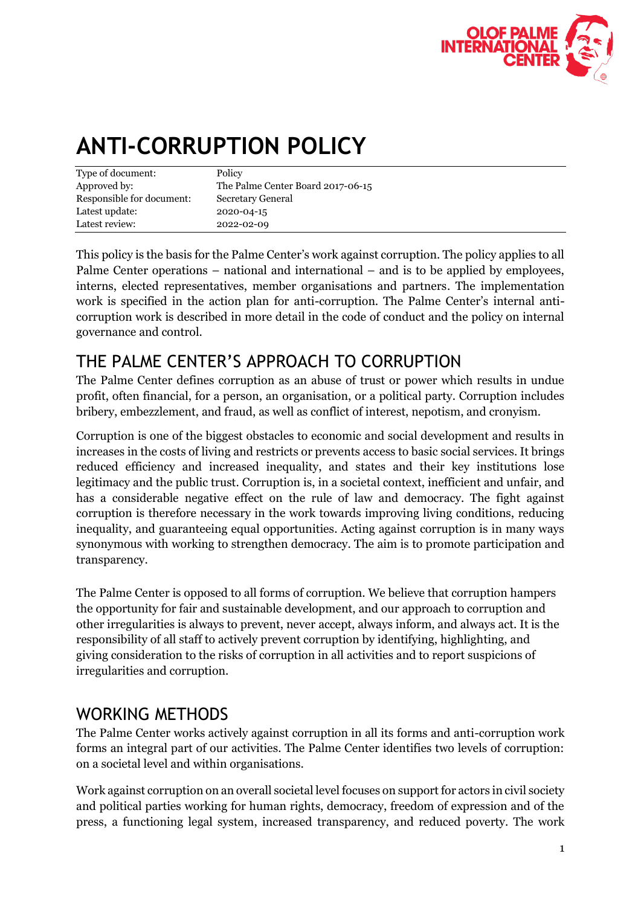# ANTI-CORRUPTION POLICY

| Type of document: | Policy |
|---|---|
| Approved by: | The Palme Center Board 2017-06-15 |
| Responsible for document: | Secretary General |
| Latest update: | 2020-04-15 |
| Latest review: | 2022-02-09 |

This policy is the basis for the Palme Center's work against corruption. The policy applies to all Palme Center operations – national and international – and is to be applied by employees, interns, elected representatives, member organisations and partners. The implementation work is specified in the action plan for anti-corruption. The Palme Center's internal anti-corruption work is described in more detail in the code of conduct and the policy on internal governance and control.

## THE PALME CENTER'S APPROACH TO CORRUPTION

The Palme Center defines corruption as an abuse of trust or power which results in undue profit, often financial, for a person, an organisation, or a political party. Corruption includes bribery, embezzlement, and fraud, as well as conflict of interest, nepotism, and cronyism.

Corruption is one of the biggest obstacles to economic and social development and results in increases in the costs of living and restricts or prevents access to basic social services. It brings reduced efficiency and increased inequality, and states and their key institutions lose legitimacy and the public trust. Corruption is, in a societal context, inefficient and unfair, and has a considerable negative effect on the rule of law and democracy. The fight against corruption is therefore necessary in the work towards improving living conditions, reducing inequality, and guaranteeing equal opportunities. Acting against corruption is in many ways synonymous with working to strengthen democracy. The aim is to promote participation and transparency.

The Palme Center is opposed to all forms of corruption. We believe that corruption hampers the opportunity for fair and sustainable development, and our approach to corruption and other irregularities is always to prevent, never accept, always inform, and always act. It is the responsibility of all staff to actively prevent corruption by identifying, highlighting, and giving consideration to the risks of corruption in all activities and to report suspicions of irregularities and corruption.

## WORKING METHODS

The Palme Center works actively against corruption in all its forms and anti-corruption work forms an integral part of our activities. The Palme Center identifies two levels of corruption: on a societal level and within organisations.

Work against corruption on an overall societal level focuses on support for actors in civil society and political parties working for human rights, democracy, freedom of expression and of the press, a functioning legal system, increased transparency, and reduced poverty. The work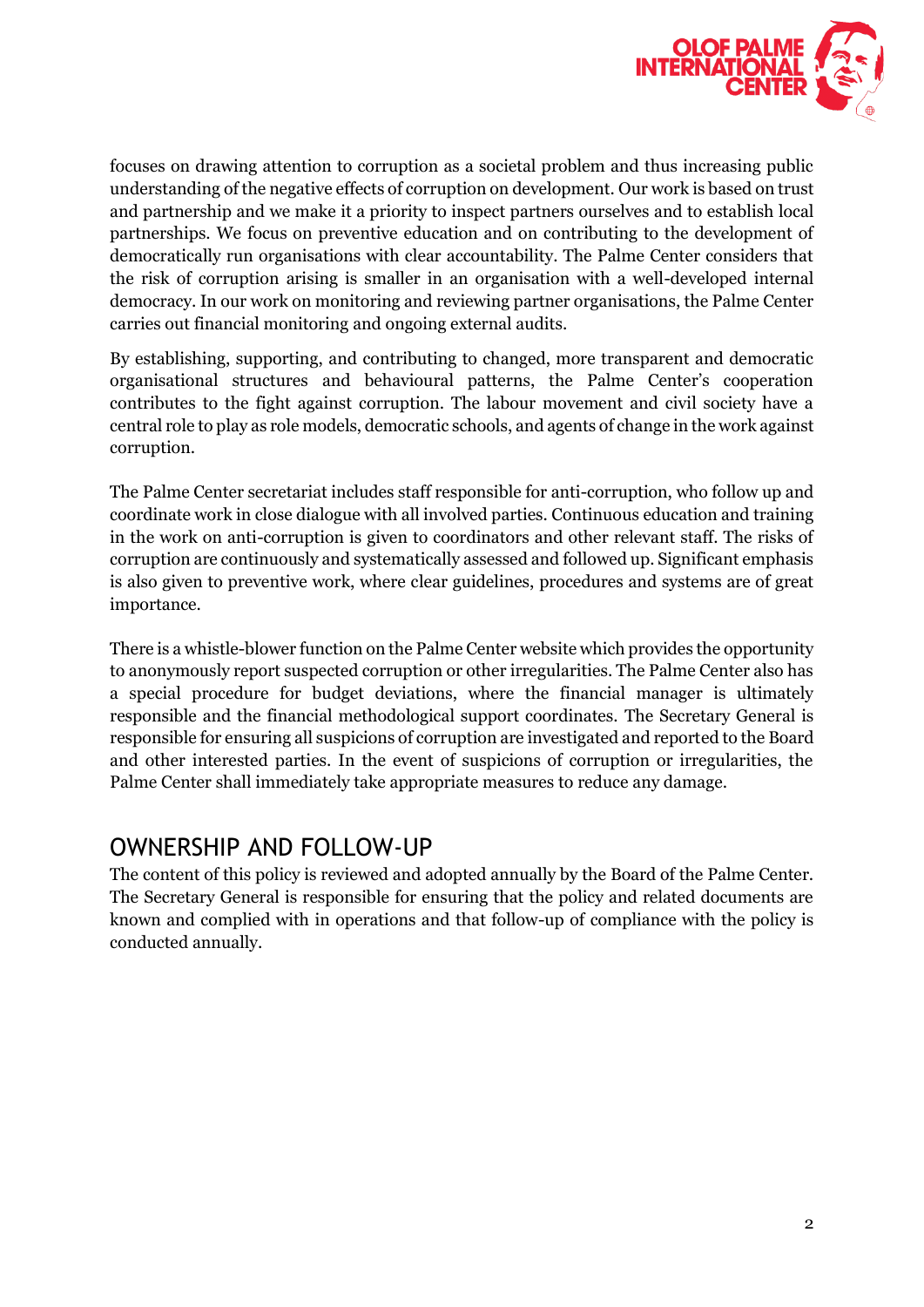focuses on drawing attention to corruption as a societal problem and thus increasing public understanding of the negative effects of corruption on development. Our work is based on trust and partnership and we make it a priority to inspect partners ourselves and to establish local partnerships. We focus on preventive education and on contributing to the development of democratically run organisations with clear accountability. The Palme Center considers that the risk of corruption arising is smaller in an organisation with a well-developed internal democracy. In our work on monitoring and reviewing partner organisations, the Palme Center carries out financial monitoring and ongoing external audits.

By establishing, supporting, and contributing to changed, more transparent and democratic organisational structures and behavioural patterns, the Palme Center's cooperation contributes to the fight against corruption. The labour movement and civil society have a central role to play as role models, democratic schools, and agents of change in the work against corruption.

The Palme Center secretariat includes staff responsible for anti-corruption, who follow up and coordinate work in close dialogue with all involved parties. Continuous education and training in the work on anti-corruption is given to coordinators and other relevant staff. The risks of corruption are continuously and systematically assessed and followed up. Significant emphasis is also given to preventive work, where clear guidelines, procedures and systems are of great importance.

There is a whistle-blower function on the Palme Center website which provides the opportunity to anonymously report suspected corruption or other irregularities. The Palme Center also has a special procedure for budget deviations, where the financial manager is ultimately responsible and the financial methodological support coordinates. The Secretary General is responsible for ensuring all suspicions of corruption are investigated and reported to the Board and other interested parties. In the event of suspicions of corruption or irregularities, the Palme Center shall immediately take appropriate measures to reduce any damage.

## OWNERSHIP AND FOLLOW-UP

The content of this policy is reviewed and adopted annually by the Board of the Palme Center. The Secretary General is responsible for ensuring that the policy and related documents are known and complied with in operations and that follow-up of compliance with the policy is conducted annually.